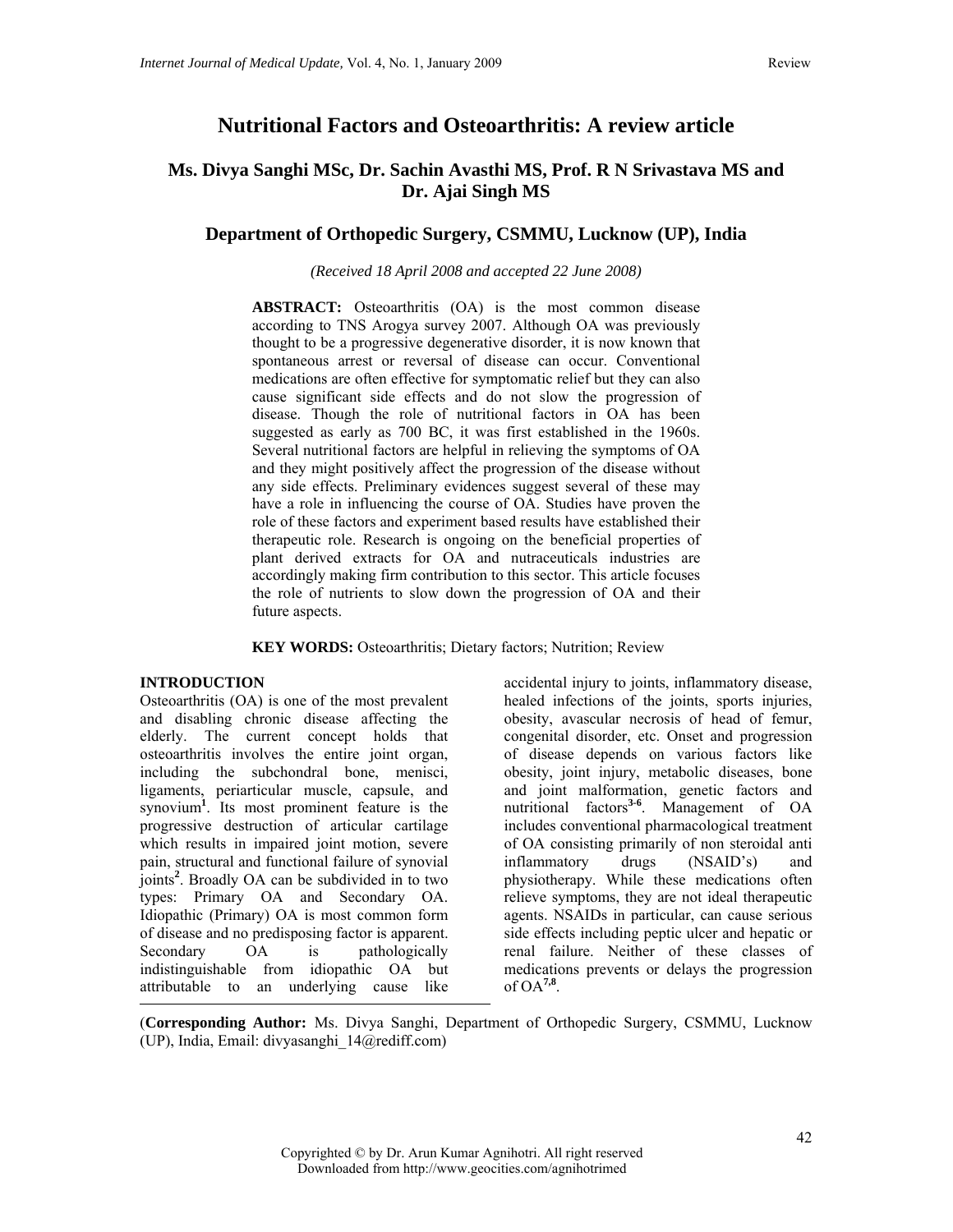# Nutritional Factors and Osteoarthritis: A review article

## Ms. Divya Sanghi MSc, Dr. Sachin Avasthi MS, Prof. R N Srivastava MS and Dr. Ajai Singh MS

### Department of Orthopedic Surgery, CSMMU, Lucknow (UP), India

*(Received 18 April 2008 and accepted 22 June 2008)*

**ABSTRACT:** Osteoarthritis (OA) is the most common disease according to TNS Arogya survey 2007. Although OA was previously thought to be a progressive degenerative disorder, it is now known that spontaneous arrest or reversal of disease can occur. Conventional medications are often effective for symptomatic relief but they can also cause significant side effects and do not slow the progression of disease. Though the role of nutritional factors in OA has been suggested as early as 700 BC, it was first established in the 1960s. Several nutritional factors are helpful in relieving the symptoms of OA and they might positively affect the progression of the disease without any side effects. Preliminary evidences suggest several of these may have a role in influencing the course of OA. Studies have proven the role of these factors and experiment based results have established their therapeutic role. Research is ongoing on the beneficial properties of plant derived extracts for OA and nutraceuticals industries are accordingly making firm contribution to this sector. This article focuses the role of nutrients to slow down the progression of OA and their future aspects.

**KEY WORDS:** Osteoarthritis; Dietary factors; Nutrition; Review

## INTRODUCTION

Osteoarthritis (OA) is one of the most prevalent and disabling chronic disease affecting the elderly. The current concept holds that osteoarthritis involves the entire joint organ, including the subchondral bone, menisci, ligaments, periarticular muscle, capsule, and synovium[1]. Its most prominent feature is the progressive destruction of articular cartilage which results in impaired joint motion, severe pain, structural and functional failure of synovial joints[2]. Broadly OA can be subdivided in to two types: Primary OA and Secondary OA. Idiopathic (Primary) OA is most common form of disease and no predisposing factor is apparent. Secondary OA is pathologically indistinguishable from idiopathic OA but attributable to an underlying cause like accidental injury to joints, inflammatory disease, healed infections of the joints, sports injuries, obesity, avascular necrosis of head of femur, congenital disorder, etc. Onset and progression of disease depends on various factors like obesity, joint injury, metabolic diseases, bone and joint malformation, genetic factors and nutritional factors[3-6]. Management of OA includes conventional pharmacological treatment of OA consisting primarily of non steroidal anti inflammatory drugs (NSAID's) and physiotherapy. While these medications often relieve symptoms, they are not ideal therapeutic agents. NSAIDs in particular, can cause serious side effects including peptic ulcer and hepatic or renal failure. Neither of these classes of medications prevents or delays the progression of OA[7,8].

(**Corresponding Author:** Ms. Divya Sanghi, Department of Orthopedic Surgery, CSMMU, Lucknow (UP), India, Email: divyasanghi_14@rediff.com)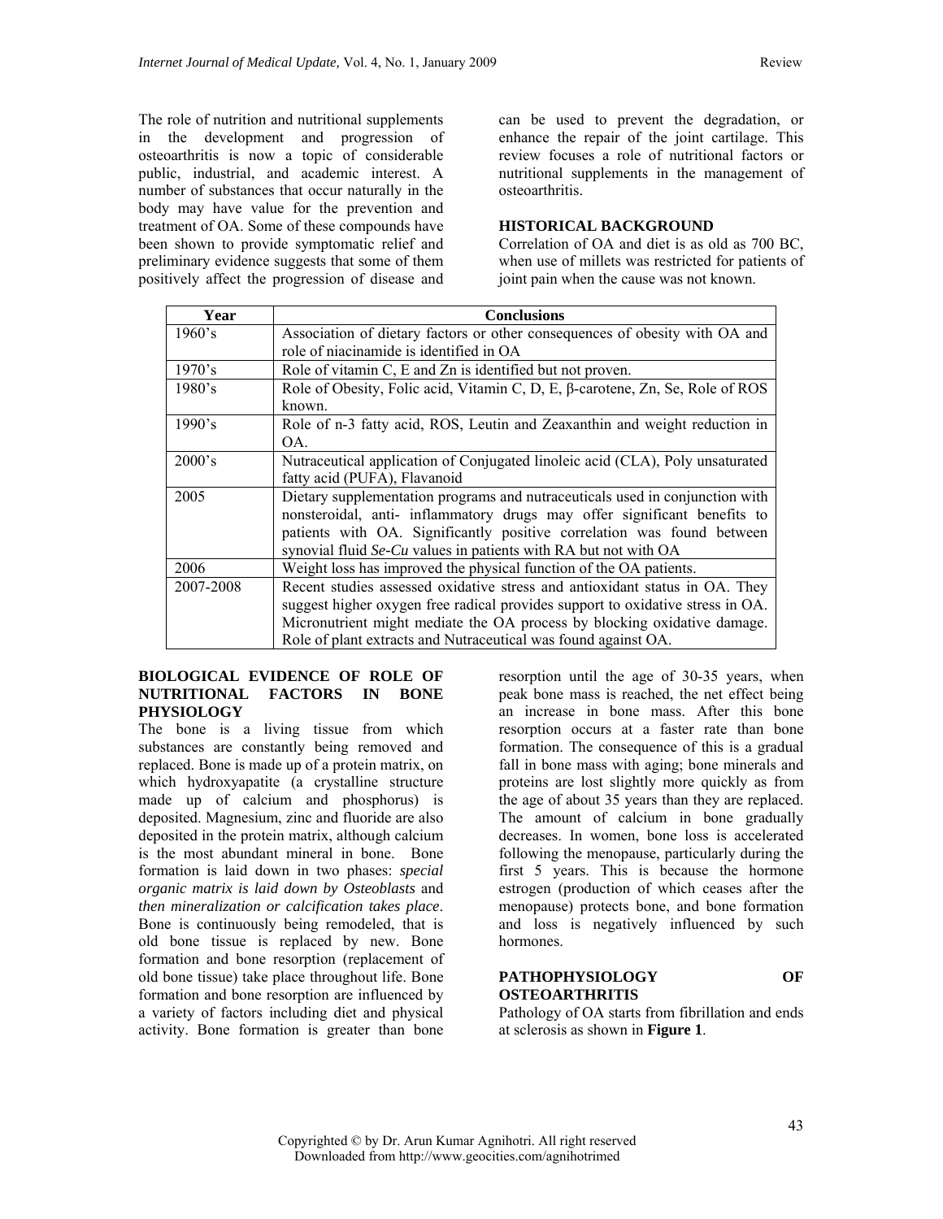The role of nutrition and nutritional supplements in the development and progression of osteoarthritis is now a topic of considerable public, industrial, and academic interest. A number of substances that occur naturally in the body may have value for the prevention and treatment of OA. Some of these compounds have been shown to provide symptomatic relief and preliminary evidence suggests that some of them positively affect the progression of disease and can be used to prevent the degradation, or enhance the repair of the joint cartilage. This review focuses a role of nutritional factors or nutritional supplements in the management of osteoarthritis.

## HISTORICAL BACKGROUND

Correlation of OA and diet is as old as 700 BC, when use of millets was restricted for patients of joint pain when the cause was not known.

| Year | Conclusions |
|---|---|
| 1960's | Association of dietary factors or other consequences of obesity with OA and role of niacinamide is identified in OA |
| 1970's | Role of vitamin C, E and Zn is identified but not proven. |
| 1980's | Role of Obesity, Folic acid, Vitamin C, D, E, β-carotene, Zn, Se, Role of ROS known. |
| 1990's | Role of n-3 fatty acid, ROS, Leutin and Zeaxanthin and weight reduction in OA. |
| 2000's | Nutraceutical application of Conjugated linoleic acid (CLA), Poly unsaturated fatty acid (PUFA), Flavanoid |
| 2005 | Dietary supplementation programs and nutraceuticals used in conjunction with nonsteroidal, anti- inflammatory drugs may offer significant benefits to patients with OA. Significantly positive correlation was found between synovial fluid *Se-Cu* values in patients with RA but not with OA |
| 2006 | Weight loss has improved the physical function of the OA patients. |
| 2007-2008 | Recent studies assessed oxidative stress and antioxidant status in OA. They suggest higher oxygen free radical provides support to oxidative stress in OA. Micronutrient might mediate the OA process by blocking oxidative damage. Role of plant extracts and Nutraceutical was found against OA. |

## BIOLOGICAL EVIDENCE OF ROLE OF NUTRITIONAL FACTORS IN BONE PHYSIOLOGY

The bone is a living tissue from which substances are constantly being removed and replaced. Bone is made up of a protein matrix, on which hydroxyapatite (a crystalline structure made up of calcium and phosphorus) is deposited. Magnesium, zinc and fluoride are also deposited in the protein matrix, although calcium is the most abundant mineral in bone. Bone formation is laid down in two phases: *special organic matrix is laid down by Osteoblasts* and *then mineralization or calcification takes place*. Bone is continuously being remodeled, that is old bone tissue is replaced by new. Bone formation and bone resorption (replacement of old bone tissue) take place throughout life. Bone formation and bone resorption are influenced by a variety of factors including diet and physical activity. Bone formation is greater than bone resorption until the age of 30-35 years, when peak bone mass is reached, the net effect being an increase in bone mass. After this bone resorption occurs at a faster rate than bone formation. The consequence of this is a gradual fall in bone mass with aging; bone minerals and proteins are lost slightly more quickly as from the age of about 35 years than they are replaced. The amount of calcium in bone gradually decreases. In women, bone loss is accelerated following the menopause, particularly during the first 5 years. This is because the hormone estrogen (production of which ceases after the menopause) protects bone, and bone formation and loss is negatively influenced by such hormones.

## PATHOPHYSIOLOGY OF OSTEOARTHRITIS

Pathology of OA starts from fibrillation and ends at sclerosis as shown in **Figure 1**.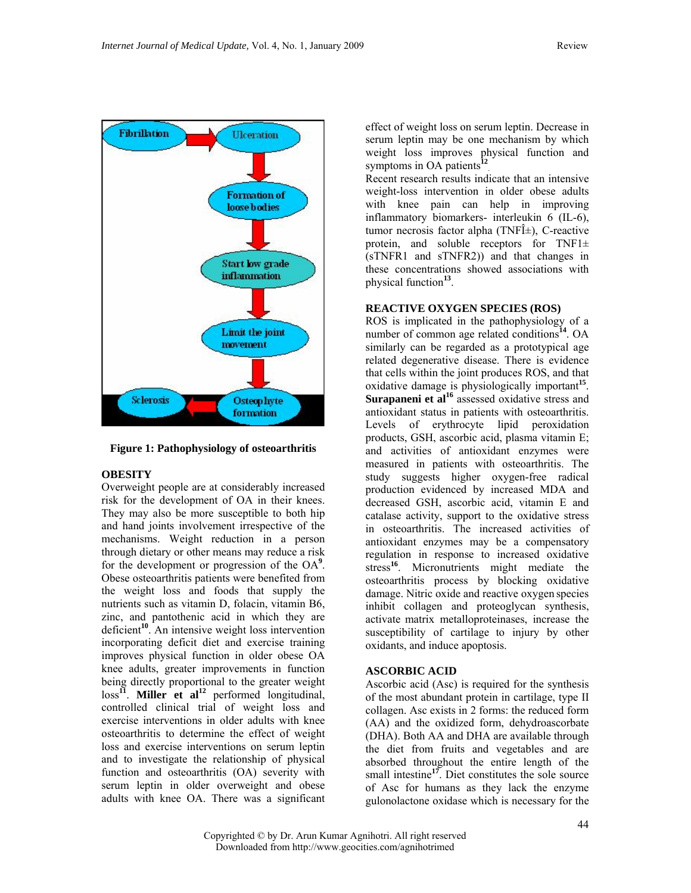Fibrillation

Ulceration

Formation of loose bodies

Start low grade inflammation

Limit the joint movement

Osteophyte formation

Sclerosis

**Figure 1: Pathophysiology of osteoarthritis**

## OBESITY

Overweight people are at considerably increased risk for the development of OA in their knees. They may also be more susceptible to both hip and hand joints involvement irrespective of the mechanisms. Weight reduction in a person through dietary or other means may reduce a risk for the development or progression of the OA[9]. Obese osteoarthritis patients were benefited from the weight loss and foods that supply the nutrients such as vitamin D, folacin, vitamin B6, zinc, and pantothenic acid in which they are deficient[10]. An intensive weight loss intervention incorporating deficit diet and exercise training improves physical function in older obese OA knee adults, greater improvements in function being directly proportional to the greater weight loss[11]. **Miller et al**[12] performed longitudinal, controlled clinical trial of weight loss and exercise interventions in older adults with knee osteoarthritis to determine the effect of weight loss and exercise interventions on serum leptin and to investigate the relationship of physical function and osteoarthritis (OA) severity with serum leptin in older overweight and obese adults with knee OA. There was a significant effect of weight loss on serum leptin. Decrease in serum leptin may be one mechanism by which weight loss improves physical function and symptoms in OA patients[12].

Recent research results indicate that an intensive weight-loss intervention in older obese adults with knee pain can help in improving inflammatory biomarkers- interleukin 6 (IL-6), tumor necrosis factor alpha (TNFÎ±), C-reactive protein, and soluble receptors for TNF1± (sTNFR1 and sTNFR2)) and that changes in these concentrations showed associations with physical function[13].

## REACTIVE OXYGEN SPECIES (ROS)

ROS is implicated in the pathophysiology of a number of common age related conditions[14]. OA similarly can be regarded as a prototypical age related degenerative disease. There is evidence that cells within the joint produces ROS, and that oxidative damage is physiologically important[15]. **Surapaneni et al**[16] assessed oxidative stress and antioxidant status in patients with osteoarthritis. Levels of erythrocyte lipid peroxidation products, GSH, ascorbic acid, plasma vitamin E; and activities of antioxidant enzymes were measured in patients with osteoarthritis. The study suggests higher oxygen-free radical production evidenced by increased MDA and decreased GSH, ascorbic acid, vitamin E and catalase activity, support to the oxidative stress in osteoarthritis. The increased activities of antioxidant enzymes may be a compensatory regulation in response to increased oxidative stress[16]. Micronutrients might mediate the osteoarthritis process by blocking oxidative damage. Nitric oxide and reactive oxygen species inhibit collagen and proteoglycan synthesis, activate matrix metalloproteinases, increase the susceptibility of cartilage to injury by other oxidants, and induce apoptosis.

## ASCORBIC ACID

Ascorbic acid (Asc) is required for the synthesis of the most abundant protein in cartilage, type II collagen. Asc exists in 2 forms: the reduced form (AA) and the oxidized form, dehydroascorbate (DHA). Both AA and DHA are available through the diet from fruits and vegetables and are absorbed throughout the entire length of the small intestine[17]. Diet constitutes the sole source of Asc for humans as they lack the enzyme gulonolactone oxidase which is necessary for the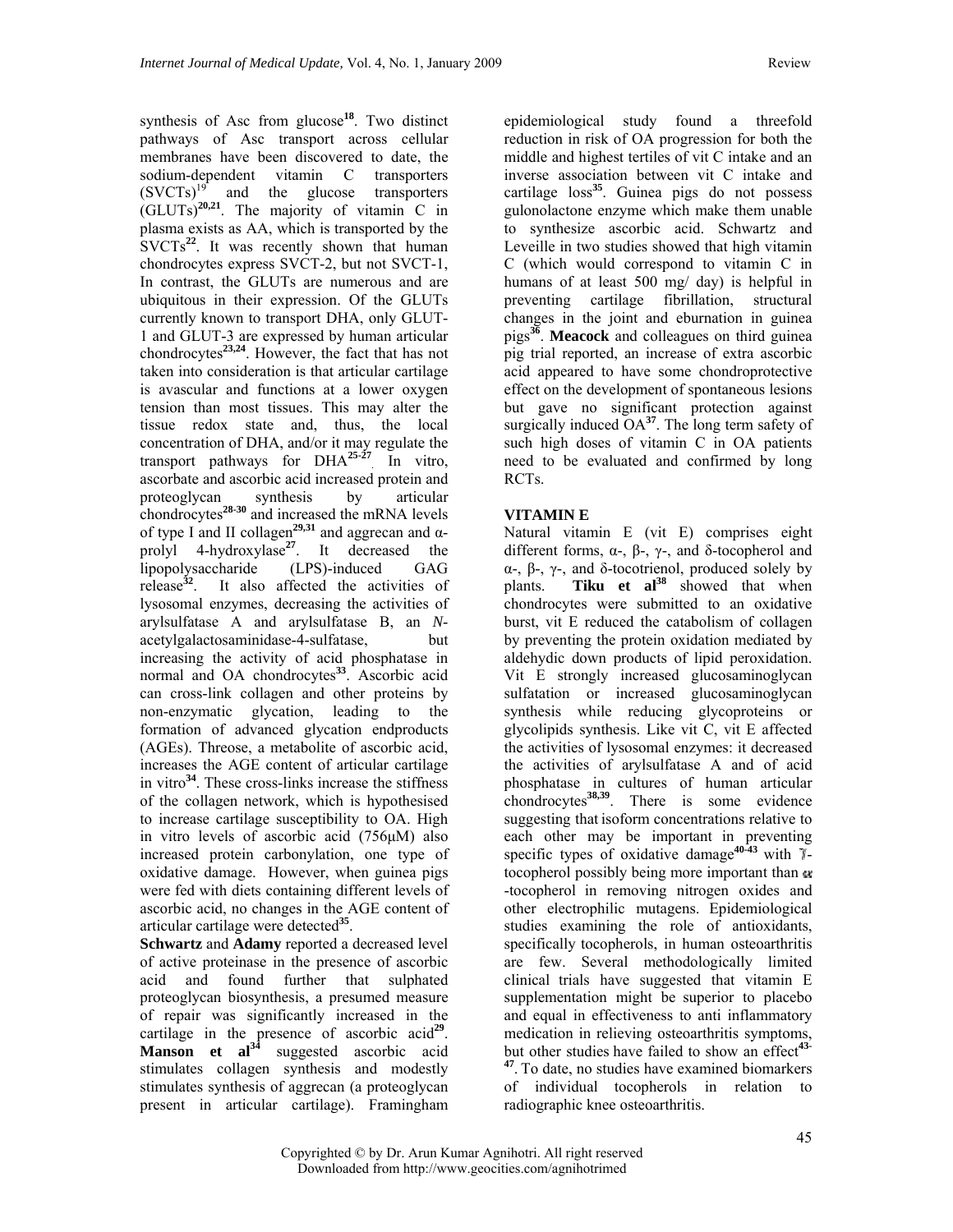synthesis of Asc from glucose[18]. Two distinct pathways of Asc transport across cellular membranes have been discovered to date, the sodium-dependent vitamin C transporters (SVCTs)[19] and the glucose transporters (GLUTs)[20,21]. The majority of vitamin C in plasma exists as AA, which is transported by the SVCTs[22]. It was recently shown that human chondrocytes express SVCT-2, but not SVCT-1, In contrast, the GLUTs are numerous and are ubiquitous in their expression. Of the GLUTs currently known to transport DHA, only GLUT-1 and GLUT-3 are expressed by human articular chondrocytes[23,24]. However, the fact that has not taken into consideration is that articular cartilage is avascular and functions at a lower oxygen tension than most tissues. This may alter the tissue redox state and, thus, the local concentration of DHA, and/or it may regulate the transport pathways for DHA[25-27]. In vitro, ascorbate and ascorbic acid increased protein and proteoglycan synthesis by articular chondrocytes[28-30] and increased the mRNA levels of type I and II collagen[29,31] and aggrecan and α-prolyl 4-hydroxylase[27]. It decreased the lipopolysaccharide (LPS)-induced GAG release[32]. It also affected the activities of lysosomal enzymes, decreasing the activities of arylsulfatase A and arylsulfatase B, an *N*-acetylgalactosaminidase-4-sulfatase, but increasing the activity of acid phosphatase in normal and OA chondrocytes[33]. Ascorbic acid can cross-link collagen and other proteins by non-enzymatic glycation, leading to the formation of advanced glycation endproducts (AGEs). Threose, a metabolite of ascorbic acid, increases the AGE content of articular cartilage in vitro[34]. These cross-links increase the stiffness of the collagen network, which is hypothesised to increase cartilage susceptibility to OA. High in vitro levels of ascorbic acid (756μM) also increased protein carbonylation, one type of oxidative damage. However, when guinea pigs were fed with diets containing different levels of ascorbic acid, no changes in the AGE content of articular cartilage were detected[35].

**Schwartz** and **Adamy** reported a decreased level of active proteinase in the presence of ascorbic acid and found further that sulphated proteoglycan biosynthesis, a presumed measure of repair was significantly increased in the cartilage in the presence of ascorbic acid[29]. **Manson et al**[34] suggested ascorbic acid stimulates collagen synthesis and modestly stimulates synthesis of aggrecan (a proteoglycan present in articular cartilage). Framingham epidemiological study found a threefold reduction in risk of OA progression for both the middle and highest tertiles of vit C intake and an inverse association between vit C intake and cartilage loss[35]. Guinea pigs do not possess gulonolactone enzyme which make them unable to synthesize ascorbic acid. Schwartz and Leveille in two studies showed that high vitamin C (which would correspond to vitamin C in humans of at least 500 mg/ day) is helpful in preventing cartilage fibrillation, structural changes in the joint and eburnation in guinea pigs[36]. **Meacock** and colleagues on third guinea pig trial reported, an increase of extra ascorbic acid appeared to have some chondroprotective effect on the development of spontaneous lesions but gave no significant protection against surgically induced OA[37]. The long term safety of such high doses of vitamin C in OA patients need to be evaluated and confirmed by long RCTs.

## VITAMIN E

Natural vitamin E (vit E) comprises eight different forms, α-, β-, γ-, and δ-tocopherol and α-, β-, γ-, and δ-tocotrienol, produced solely by plants. **Tiku et al**[38] showed that when chondrocytes were submitted to an oxidative burst, vit E reduced the catabolism of collagen by preventing the protein oxidation mediated by aldehydic down products of lipid peroxidation. Vit E strongly increased glucosaminoglycan sulfatation or increased glucosaminoglycan synthesis while reducing glycoproteins or glycolipids synthesis. Like vit C, vit E affected the activities of lysosomal enzymes: it decreased the activities of arylsulfatase A and of acid phosphatase in cultures of human articular chondrocytes[38,39]. There is some evidence suggesting that isoform concentrations relative to each other may be important in preventing specific types of oxidative damage[40-43] with γ-tocopherol possibly being more important than α-tocopherol in removing nitrogen oxides and other electrophilic mutagens. Epidemiological studies examining the role of antioxidants, specifically tocopherols, in human osteoarthritis are few. Several methodologically limited clinical trials have suggested that vitamin E supplementation might be superior to placebo and equal in effectiveness to anti inflammatory medication in relieving osteoarthritis symptoms, but other studies have failed to show an effect[43-47]. To date, no studies have examined biomarkers of individual tocopherols in relation to radiographic knee osteoarthritis.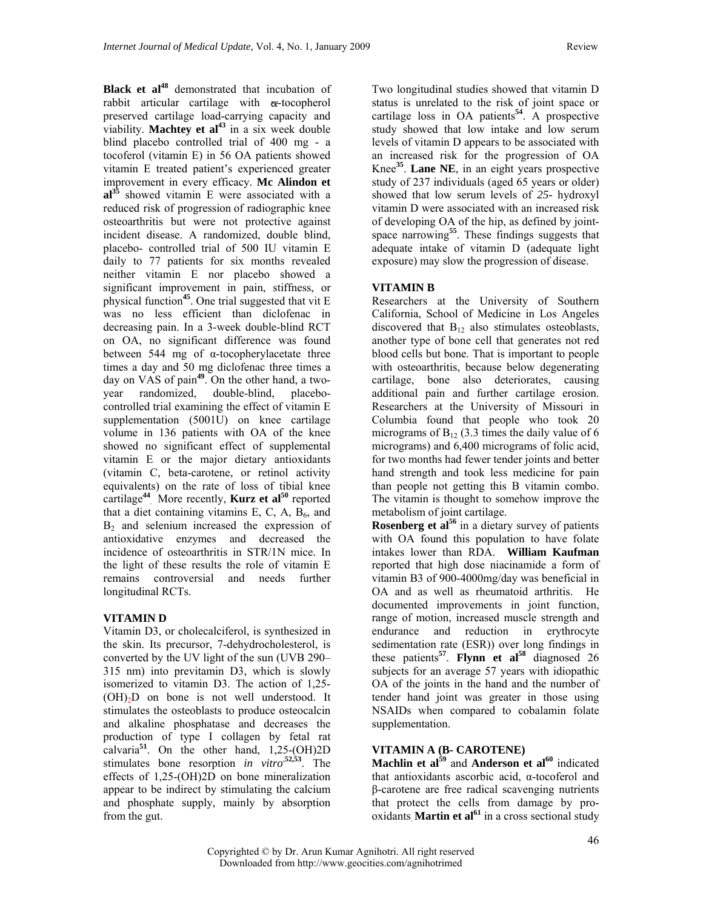**Black et al**[48] demonstrated that incubation of rabbit articular cartilage with α-tocopherol preserved cartilage load-carrying capacity and viability. **Machtey et al**[43] in a six week double blind placebo controlled trial of 400 mg - a tocoferol (vitamin E) in 56 OA patients showed vitamin E treated patient's experienced greater improvement in every efficacy. **Mc Alindon et al**[35] showed vitamin E were associated with a reduced risk of progression of radiographic knee osteoarthritis but were not protective against incident disease. A randomized, double blind, placebo- controlled trial of 500 IU vitamin E daily to 77 patients for six months revealed neither vitamin E nor placebo showed a significant improvement in pain, stiffness, or physical function[45]. One trial suggested that vit E was no less efficient than diclofenac in decreasing pain. In a 3-week double-blind RCT on OA, no significant difference was found between 544 mg of α-tocopherylacetate three times a day and 50 mg diclofenac three times a day on VAS of pain[49]. On the other hand, a two-year randomized, double-blind, placebo-controlled trial examining the effect of vitamin E supplementation (5001U) on knee cartilage volume in 136 patients with OA of the knee showed no significant effect of supplemental vitamin E or the major dietary antioxidants (vitamin C, beta-carotene, or retinol activity equivalents) on the rate of loss of tibial knee cartilage[44]. More recently, **Kurz et al**[50] reported that a diet containing vitamins E, C, A, $B_6$, and $B_2$ and selenium increased the expression of antioxidative enzymes and decreased the incidence of osteoarthritis in STR/1N mice. In the light of these results the role of vitamin E remains controversial and needs further longitudinal RCTs.

### VITAMIN D

Vitamin D3, or cholecalciferol, is synthesized in the skin. Its precursor, 7-dehydrocholesterol, is converted by the UV light of the sun (UVB 290–315 nm) into previtamin D3, which is slowly isomerized to vitamin D3. The action of 1,25-$(OH)_2D$ on bone is not well understood. It stimulates the osteoblasts to produce osteocalcin and alkaline phosphatase and decreases the production of type I collagen by fetal rat calvaria[51]. On the other hand, 1,25-(OH)2D stimulates bone resorption *in vitro*[52,53]. The effects of 1,25-(OH)2D on bone mineralization appear to be indirect by stimulating the calcium and phosphate supply, mainly by absorption from the gut.

Two longitudinal studies showed that vitamin D status is unrelated to the risk of joint space or cartilage loss in OA patients[54]. A prospective study showed that low intake and low serum levels of vitamin D appears to be associated with an increased risk for the progression of OA Knee[35]. **Lane NE**, in an eight years prospective study of 237 individuals (aged 65 years or older) showed that low serum levels of *25*- hydroxyl vitamin D were associated with an increased risk of developing OA of the hip, as defined by joint-space narrowing[55]. These findings suggests that adequate intake of vitamin D (adequate light exposure) may slow the progression of disease.

### VITAMIN B

Researchers at the University of Southern California, School of Medicine in Los Angeles discovered that $B_{12}$ also stimulates osteoblasts, another type of bone cell that generates not red blood cells but bone. That is important to people with osteoarthritis, because below degenerating cartilage, bone also deteriorates, causing additional pain and further cartilage erosion. Researchers at the University of Missouri in Columbia found that people who took 20 micrograms of $B_{12}$ (3.3 times the daily value of 6 micrograms) and 6,400 micrograms of folic acid, for two months had fewer tender joints and better hand strength and took less medicine for pain than people not getting this B vitamin combo. The vitamin is thought to somehow improve the metabolism of joint cartilage.

**Rosenberg et al**[56] in a dietary survey of patients with OA found this population to have folate intakes lower than RDA. **William Kaufman** reported that high dose niacinamide a form of vitamin B3 of 900-4000mg/day was beneficial in OA and as well as rheumatoid arthritis. He documented improvements in joint function, range of motion, increased muscle strength and endurance and reduction in erythrocyte sedimentation rate (ESR)) over long findings in these patients[57]. **Flynn et al**[58] diagnosed 26 subjects for an average 57 years with idiopathic OA of the joints in the hand and the number of tender hand joint was greater in those using NSAIDs when compared to cobalamin folate supplementation.

### VITAMIN A (Β- CAROTENE)

**Machlin et al**[59] and **Anderson et al**[60] indicated that antioxidants ascorbic acid, α-tocoferol and β-carotene are free radical scavenging nutrients that protect the cells from damage by pro-oxidants. **Martin et al**[61] in a cross sectional study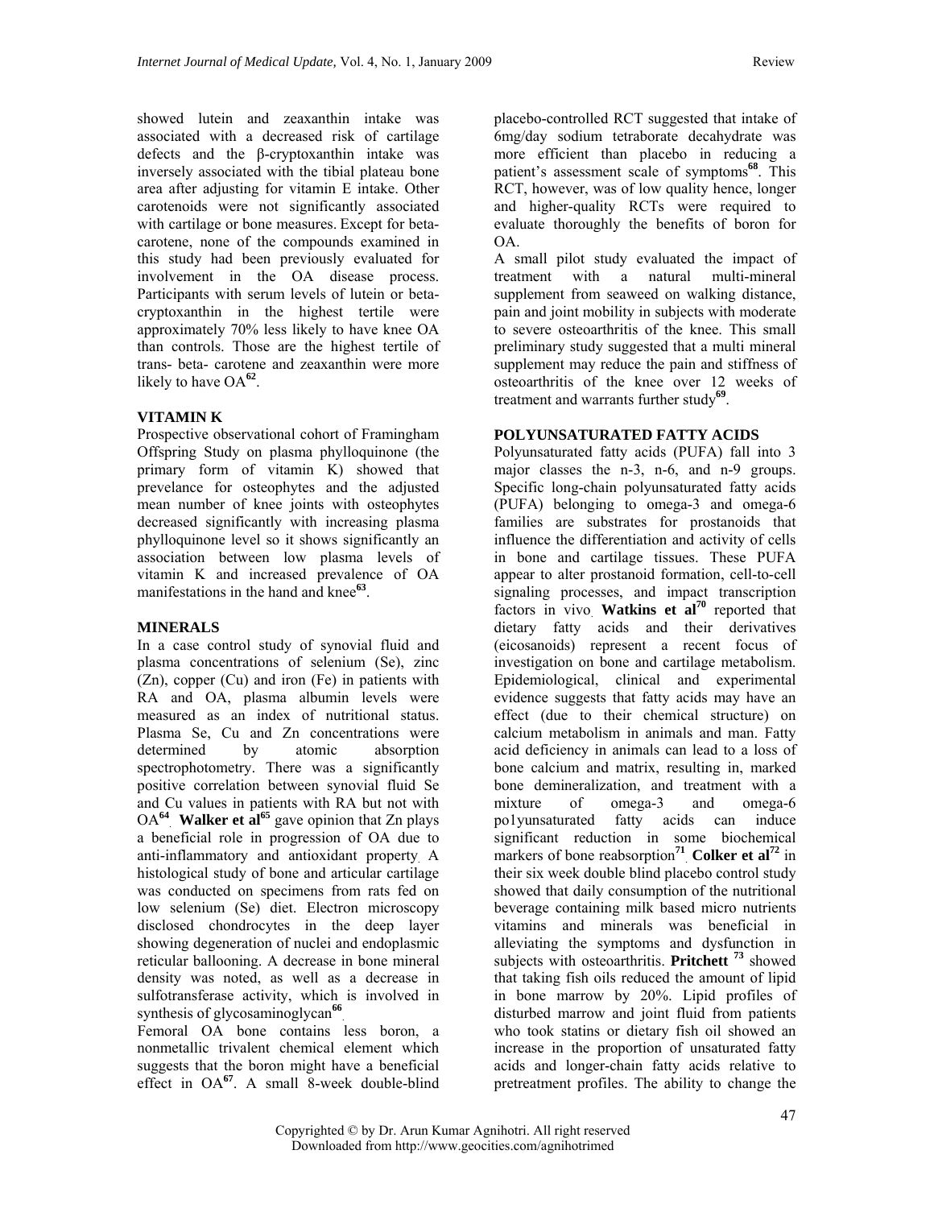showed lutein and zeaxanthin intake was associated with a decreased risk of cartilage defects and the β-cryptoxanthin intake was inversely associated with the tibial plateau bone area after adjusting for vitamin E intake. Other carotenoids were not significantly associated with cartilage or bone measures. Except for beta-carotene, none of the compounds examined in this study had been previously evaluated for involvement in the OA disease process. Participants with serum levels of lutein or beta-cryptoxanthin in the highest tertile were approximately 70% less likely to have knee OA than controls. Those are the highest tertile of trans- beta- carotene and zeaxanthin were more likely to have OA[62].

**VITAMIN K**

Prospective observational cohort of Framingham Offspring Study on plasma phylloquinone (the primary form of vitamin K) showed that prevelance for osteophytes and the adjusted mean number of knee joints with osteophytes decreased significantly with increasing plasma phylloquinone level so it shows significantly an association between low plasma levels of vitamin K and increased prevalence of OA manifestations in the hand and knee[63].

**MINERALS**

In a case control study of synovial fluid and plasma concentrations of selenium (Se), zinc (Zn), copper (Cu) and iron (Fe) in patients with RA and OA, plasma albumin levels were measured as an index of nutritional status. Plasma Se, Cu and Zn concentrations were determined by atomic absorption spectrophotometry. There was a significantly positive correlation between synovial fluid Se and Cu values in patients with RA but not with OA[64]. **Walker et al**[65] gave opinion that Zn plays a beneficial role in progression of OA due to anti-inflammatory and antioxidant property. A histological study of bone and articular cartilage was conducted on specimens from rats fed on low selenium (Se) diet. Electron microscopy disclosed chondrocytes in the deep layer showing degeneration of nuclei and endoplasmic reticular ballooning. A decrease in bone mineral density was noted, as well as a decrease in sulfotransferase activity, which is involved in synthesis of glycosaminoglycan[66].

Femoral OA bone contains less boron, a nonmetallic trivalent chemical element which suggests that the boron might have a beneficial effect in OA[67]. A small 8-week double-blind placebo-controlled RCT suggested that intake of 6mg/day sodium tetraborate decahydrate was more efficient than placebo in reducing a patient's assessment scale of symptoms[68]. This RCT, however, was of low quality hence, longer and higher-quality RCTs were required to evaluate thoroughly the benefits of boron for OA.

A small pilot study evaluated the impact of treatment with a natural multi-mineral supplement from seaweed on walking distance, pain and joint mobility in subjects with moderate to severe osteoarthritis of the knee. This small preliminary study suggested that a multi mineral supplement may reduce the pain and stiffness of osteoarthritis of the knee over 12 weeks of treatment and warrants further study[69].

**POLYUNSATURATED FATTY ACIDS**

Polyunsaturated fatty acids (PUFA) fall into 3 major classes the n-3, n-6, and n-9 groups. Specific long-chain polyunsaturated fatty acids (PUFA) belonging to omega-3 and omega-6 families are substrates for prostanoids that influence the differentiation and activity of cells in bone and cartilage tissues. These PUFA appear to alter prostanoid formation, cell-to-cell signaling processes, and impact transcription factors in vivo. **Watkins et al**[70] reported that dietary fatty acids and their derivatives (eicosanoids) represent a recent focus of investigation on bone and cartilage metabolism. Epidemiological, clinical and experimental evidence suggests that fatty acids may have an effect (due to their chemical structure) on calcium metabolism in animals and man. Fatty acid deficiency in animals can lead to a loss of bone calcium and matrix, resulting in, marked bone demineralization, and treatment with a mixture of omega-3 and omega-6 po1yunsaturated fatty acids can induce significant reduction in some biochemical markers of bone reabsorption[71]. **Colker et al**[72] in their six week double blind placebo control study showed that daily consumption of the nutritional beverage containing milk based micro nutrients vitamins and minerals was beneficial in alleviating the symptoms and dysfunction in subjects with osteoarthritis. **Pritchett** [73] showed that taking fish oils reduced the amount of lipid in bone marrow by 20%. Lipid profiles of disturbed marrow and joint fluid from patients who took statins or dietary fish oil showed an increase in the proportion of unsaturated fatty acids and longer-chain fatty acids relative to pretreatment profiles. The ability to change the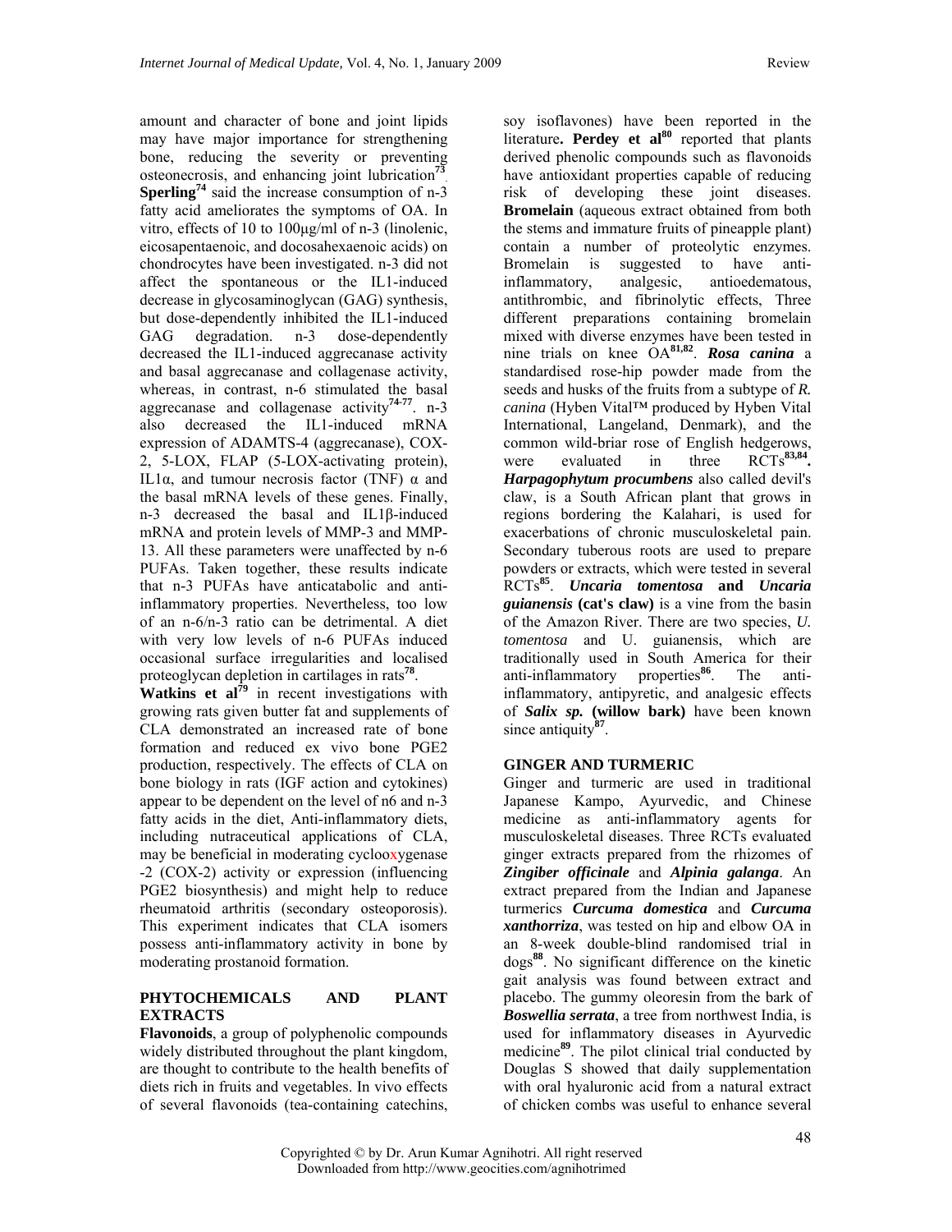amount and character of bone and joint lipids may have major importance for strengthening bone, reducing the severity or preventing osteonecrosis, and enhancing joint lubrication[73]. **Sperling**[74] said the increase consumption of n-3 fatty acid ameliorates the symptoms of OA. In vitro, effects of 10 to 100µg/ml of n-3 (linolenic, eicosapentaenoic, and docosahexaenoic acids) on chondrocytes have been investigated. n-3 did not affect the spontaneous or the IL1-induced decrease in glycosaminoglycan (GAG) synthesis, but dose-dependently inhibited the IL1-induced GAG degradation. n-3 dose-dependently decreased the IL1-induced aggrecanase activity and basal aggrecanase and collagenase activity, whereas, in contrast, n-6 stimulated the basal aggrecanase and collagenase activity[74-77]. n-3 also decreased the IL1-induced mRNA expression of ADAMTS-4 (aggrecanase), COX-2, 5-LOX, FLAP (5-LOX-activating protein), IL1α, and tumour necrosis factor (TNF) α and the basal mRNA levels of these genes. Finally, n-3 decreased the basal and IL1β-induced mRNA and protein levels of MMP-3 and MMP-13. All these parameters were unaffected by n-6 PUFAs. Taken together, these results indicate that n-3 PUFAs have anticatabolic and anti-inflammatory properties. Nevertheless, too low of an n-6/n-3 ratio can be detrimental. A diet with very low levels of n-6 PUFAs induced occasional surface irregularities and localised proteoglycan depletion in cartilages in rats[78].

**Watkins et al**[79] in recent investigations with growing rats given butter fat and supplements of CLA demonstrated an increased rate of bone formation and reduced ex vivo bone PGE2 production, respectively. The effects of CLA on bone biology in rats (IGF action and cytokines) appear to be dependent on the level of n6 and n-3 fatty acids in the diet, Anti-inflammatory diets, including nutraceutical applications of CLA, may be beneficial in moderating cyclooxygenase -2 (COX-2) activity or expression (influencing PGE2 biosynthesis) and might help to reduce rheumatoid arthritis (secondary osteoporosis). This experiment indicates that CLA isomers possess anti-inflammatory activity in bone by moderating prostanoid formation.

## PHYTOCHEMICALS AND PLANT EXTRACTS

**Flavonoids**, a group of polyphenolic compounds widely distributed throughout the plant kingdom, are thought to contribute to the health benefits of diets rich in fruits and vegetables. In vivo effects of several flavonoids (tea-containing catechins, soy isoflavones) have been reported in the literature**. Perdey et al**[80] reported that plants derived phenolic compounds such as flavonoids have antioxidant properties capable of reducing risk of developing these joint diseases. **Bromelain** (aqueous extract obtained from both the stems and immature fruits of pineapple plant) contain a number of proteolytic enzymes. Bromelain is suggested to have anti-inflammatory, analgesic, antioedematous, antithrombic, and fibrinolytic effects, Three different preparations containing bromelain mixed with diverse enzymes have been tested in nine trials on knee OA[81,82]. ***Rosa canina*** a standardised rose-hip powder made from the seeds and husks of the fruits from a subtype of *R. canina* (Hyben Vital™ produced by Hyben Vital International, Langeland, Denmark), and the common wild-briar rose of English hedgerows, were evaluated in three RCTs[83,84]**.** ***Harpagophytum procumbens*** also called devil's claw, is a South African plant that grows in regions bordering the Kalahari, is used for exacerbations of chronic musculoskeletal pain. Secondary tuberous roots are used to prepare powders or extracts, which were tested in several RCTs[85]. ***Uncaria tomentosa*** **and** ***Uncaria guianensis*** **(cat's claw)** is a vine from the basin of the Amazon River. There are two species, *U. tomentosa* and U. guianensis, which are traditionally used in South America for their anti-inflammatory properties[86]. The anti-inflammatory, antipyretic, and analgesic effects of ***Salix sp.*** **(willow bark)** have been known since antiquity[87].

## GINGER AND TURMERIC

Ginger and turmeric are used in traditional Japanese Kampo, Ayurvedic, and Chinese medicine as anti-inflammatory agents for musculoskeletal diseases. Three RCTs evaluated ginger extracts prepared from the rhizomes of ***Zingiber officinale*** and ***Alpinia galanga***. An extract prepared from the Indian and Japanese turmerics ***Curcuma domestica*** and ***Curcuma xanthorriza***, was tested on hip and elbow OA in an 8-week double-blind randomised trial in dogs[88]. No significant difference on the kinetic gait analysis was found between extract and placebo. The gummy oleoresin from the bark of ***Boswellia serrata***, a tree from northwest India, is used for inflammatory diseases in Ayurvedic medicine[89]. The pilot clinical trial conducted by Douglas S showed that daily supplementation with oral hyaluronic acid from a natural extract of chicken combs was useful to enhance several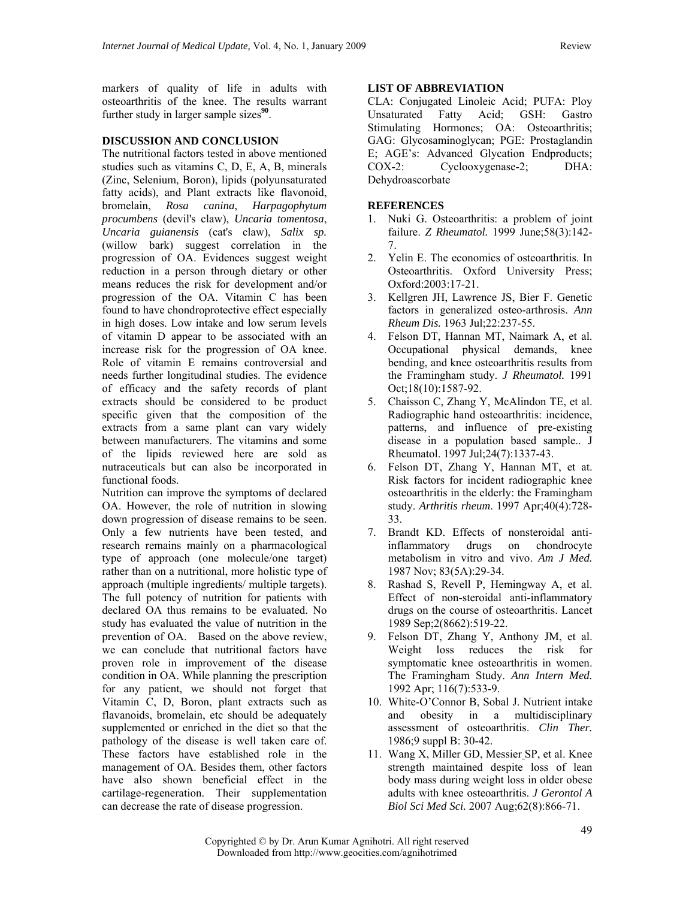markers of quality of life in adults with osteoarthritis of the knee. The results warrant further study in larger sample sizes[90].

### DISCUSSION AND CONCLUSION

The nutritional factors tested in above mentioned studies such as vitamins C, D, E, A, B, minerals (Zinc, Selenium, Boron), lipids (polyunsaturated fatty acids), and Plant extracts like flavonoid, bromelain, *Rosa canina*, *Harpagophytum procumbens* (devil's claw), *Uncaria tomentosa*, *Uncaria guianensis* (cat's claw), *Salix sp.* (willow bark) suggest correlation in the progression of OA. Evidences suggest weight reduction in a person through dietary or other means reduces the risk for development and/or progression of the OA. Vitamin C has been found to have chondroprotective effect especially in high doses. Low intake and low serum levels of vitamin D appear to be associated with an increase risk for the progression of OA knee. Role of vitamin E remains controversial and needs further longitudinal studies. The evidence of efficacy and the safety records of plant extracts should be considered to be product specific given that the composition of the extracts from a same plant can vary widely between manufacturers. The vitamins and some of the lipids reviewed here are sold as nutraceuticals but can also be incorporated in functional foods.

Nutrition can improve the symptoms of declared OA. However, the role of nutrition in slowing down progression of disease remains to be seen. Only a few nutrients have been tested, and research remains mainly on a pharmacological type of approach (one molecule/one target) rather than on a nutritional, more holistic type of approach (multiple ingredients/ multiple targets). The full potency of nutrition for patients with declared OA thus remains to be evaluated. No study has evaluated the value of nutrition in the prevention of OA. Based on the above review, we can conclude that nutritional factors have proven role in improvement of the disease condition in OA. While planning the prescription for any patient, we should not forget that Vitamin C, D, Boron, plant extracts such as flavanoids, bromelain, etc should be adequately supplemented or enriched in the diet so that the pathology of the disease is well taken care of. These factors have established role in the management of OA. Besides them, other factors have also shown beneficial effect in the cartilage-regeneration. Their supplementation can decrease the rate of disease progression.

### LIST OF ABBREVIATION

CLA: Conjugated Linoleic Acid; PUFA: Ploy Unsaturated Fatty Acid; GSH: Gastro Stimulating Hormones; OA: Osteoarthritis; GAG: Glycosaminoglycan; PGE: Prostaglandin E; AGE's: Advanced Glycation Endproducts; COX-2: Cyclooxygenase-2; DHA: Dehydroascorbate

### REFERENCES

1. Nuki G. Osteoarthritis: a problem of joint failure. *Z Rheumatol.* 1999 June;58(3):142-7.
2. Yelin E. The economics of osteoarthritis. In Osteoarthritis. Oxford University Press; Oxford:2003:17-21.
3. Kellgren JH, Lawrence JS, Bier F. Genetic factors in generalized osteo-arthrosis. *Ann Rheum Dis.* 1963 Jul;22:237-55.
4. Felson DT, Hannan MT, Naimark A, et al. Occupational physical demands, knee bending, and knee osteoarthritis results from the Framingham study. *J Rheumatol.* 1991 Oct;18(10):1587-92.
5. Chaisson C, Zhang Y, McAlindon TE, et al. Radiographic hand osteoarthritis: incidence, patterns, and influence of pre-existing disease in a population based sample.. J Rheumatol. 1997 Jul;24(7):1337-43.
6. Felson DT, Zhang Y, Hannan MT, et at. Risk factors for incident radiographic knee osteoarthritis in the elderly: the Framingham study. *Arthritis rheum*. 1997 Apr;40(4):728-33.
7. Brandt KD. Effects of nonsteroidal anti-inflammatory drugs on chondrocyte metabolism in vitro and vivo. *Am J Med.* 1987 Nov; 83(5A):29-34.
8. Rashad S, Revell P, Hemingway A, et al. Effect of non-steroidal anti-inflammatory drugs on the course of osteoarthritis. Lancet 1989 Sep;2(8662):519-22.
9. Felson DT, Zhang Y, Anthony JM, et al. Weight loss reduces the risk for symptomatic knee osteoarthritis in women. The Framingham Study. *Ann Intern Med.* 1992 Apr; 116(7):533-9.
10. White-O'Connor B, Sobal J. Nutrient intake and obesity in a multidisciplinary assessment of osteoarthritis. *Clin Ther.* 1986;9 suppl B: 30-42.
11. Wang X, Miller GD, Messier SP, et al. Knee strength maintained despite loss of lean body mass during weight loss in older obese adults with knee osteoarthritis. *J Gerontol A Biol Sci Med Sci.* 2007 Aug;62(8):866-71.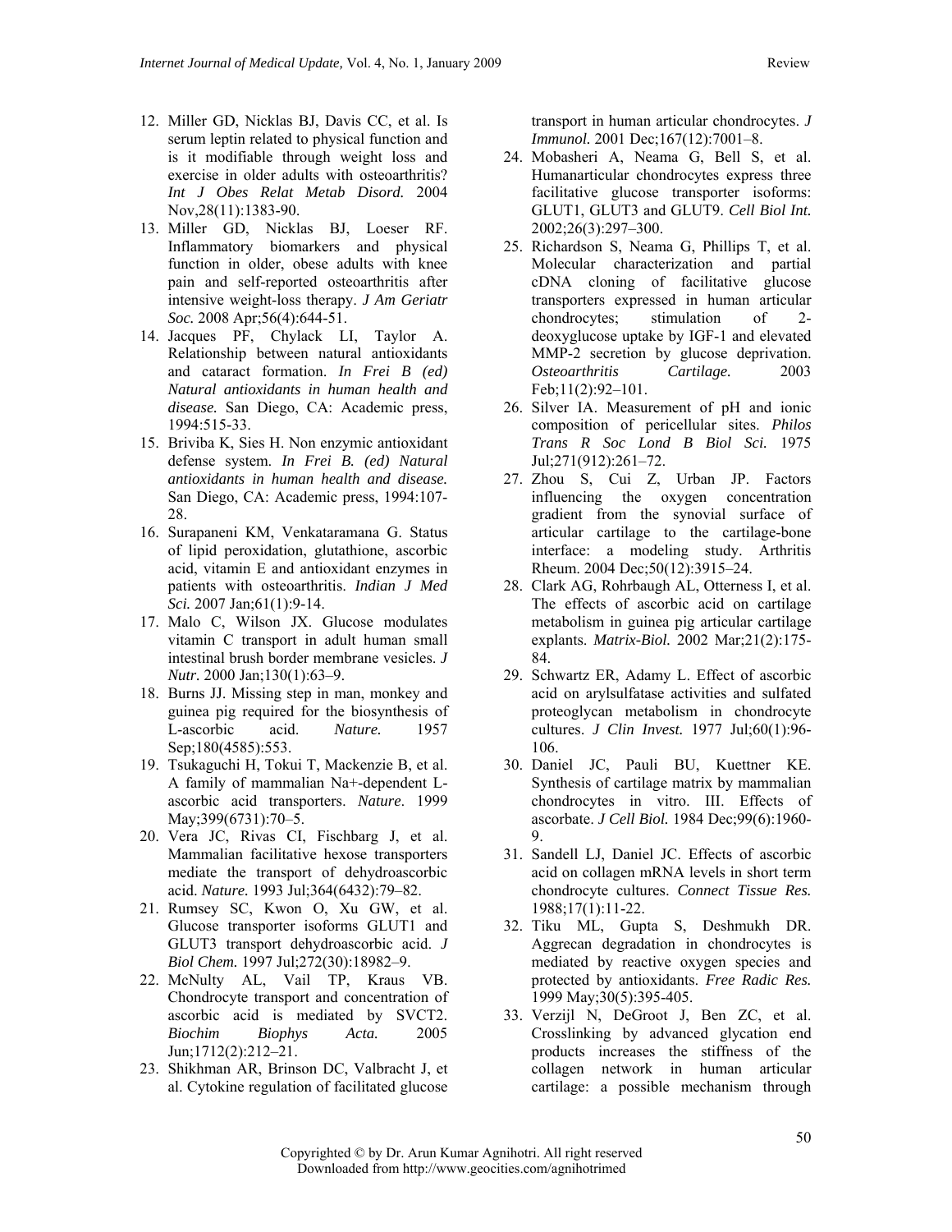12. Miller GD, Nicklas BJ, Davis CC, et al. Is serum leptin related to physical function and is it modifiable through weight loss and exercise in older adults with osteoarthritis? *Int J Obes Relat Metab Disord.* 2004 Nov,28(11):1383-90.
13. Miller GD, Nicklas BJ, Loeser RF. Inflammatory biomarkers and physical function in older, obese adults with knee pain and self-reported osteoarthritis after intensive weight-loss therapy. *J Am Geriatr Soc.* 2008 Apr;56(4):644-51.
14. Jacques PF, Chylack LI, Taylor A. Relationship between natural antioxidants and cataract formation. *In Frei B (ed) Natural antioxidants in human health and disease.* San Diego, CA: Academic press, 1994:515-33.
15. Briviba K, Sies H. Non enzymic antioxidant defense system. *In Frei B. (ed) Natural antioxidants in human health and disease.* San Diego, CA: Academic press, 1994:107-28.
16. Surapaneni KM, Venkataramana G. Status of lipid peroxidation, glutathione, ascorbic acid, vitamin E and antioxidant enzymes in patients with osteoarthritis. *Indian J Med Sci.* 2007 Jan;61(1):9-14.
17. Malo C, Wilson JX. Glucose modulates vitamin C transport in adult human small intestinal brush border membrane vesicles. *J Nutr.* 2000 Jan;130(1):63–9.
18. Burns JJ. Missing step in man, monkey and guinea pig required for the biosynthesis of L-ascorbic acid. *Nature.* 1957 Sep;180(4585):553.
19. Tsukaguchi H, Tokui T, Mackenzie B, et al. A family of mammalian Na+-dependent L-ascorbic acid transporters. *Nature*. 1999 May;399(6731):70–5.
20. Vera JC, Rivas CI, Fischbarg J, et al. Mammalian facilitative hexose transporters mediate the transport of dehydroascorbic acid. *Nature.* 1993 Jul;364(6432):79–82.
21. Rumsey SC, Kwon O, Xu GW, et al. Glucose transporter isoforms GLUT1 and GLUT3 transport dehydroascorbic acid. *J Biol Chem.* 1997 Jul;272(30):18982–9.
22. McNulty AL, Vail TP, Kraus VB. Chondrocyte transport and concentration of ascorbic acid is mediated by SVCT2. *Biochim Biophys Acta.* 2005 Jun;1712(2):212–21.
23. Shikhman AR, Brinson DC, Valbracht J, et al. Cytokine regulation of facilitated glucose transport in human articular chondrocytes. *J Immunol.* 2001 Dec;167(12):7001–8.
24. Mobasheri A, Neama G, Bell S, et al. Humanarticular chondrocytes express three facilitative glucose transporter isoforms: GLUT1, GLUT3 and GLUT9. *Cell Biol Int.* 2002;26(3):297–300.
25. Richardson S, Neama G, Phillips T, et al. Molecular characterization and partial cDNA cloning of facilitative glucose transporters expressed in human articular chondrocytes; stimulation of 2-deoxyglucose uptake by IGF-1 and elevated MMP-2 secretion by glucose deprivation. *Osteoarthritis Cartilage.* 2003 Feb;11(2):92–101.
26. Silver IA. Measurement of pH and ionic composition of pericellular sites. *Philos Trans R Soc Lond B Biol Sci.* 1975 Jul;271(912):261–72.
27. Zhou S, Cui Z, Urban JP. Factors influencing the oxygen concentration gradient from the synovial surface of articular cartilage to the cartilage-bone interface: a modeling study. Arthritis Rheum. 2004 Dec;50(12):3915–24.
28. Clark AG, Rohrbaugh AL, Otterness I, et al. The effects of ascorbic acid on cartilage metabolism in guinea pig articular cartilage explants. *Matrix-Biol.* 2002 Mar;21(2):175-84.
29. Schwartz ER, Adamy L. Effect of ascorbic acid on arylsulfatase activities and sulfated proteoglycan metabolism in chondrocyte cultures. *J Clin Invest.* 1977 Jul;60(1):96-106.
30. Daniel JC, Pauli BU, Kuettner KE. Synthesis of cartilage matrix by mammalian chondrocytes in vitro. III. Effects of ascorbate. *J Cell Biol.* 1984 Dec;99(6):1960-9.
31. Sandell LJ, Daniel JC. Effects of ascorbic acid on collagen mRNA levels in short term chondrocyte cultures. *Connect Tissue Res.* 1988;17(1):11-22.
32. Tiku ML, Gupta S, Deshmukh DR. Aggrecan degradation in chondrocytes is mediated by reactive oxygen species and protected by antioxidants. *Free Radic Res.* 1999 May;30(5):395-405.
33. Verzijl N, DeGroot J, Ben ZC, et al. Crosslinking by advanced glycation end products increases the stiffness of the collagen network in human articular cartilage: a possible mechanism through

Copyrighted © by Dr. Arun Kumar Agnihotri. All right reserved
Downloaded from http://www.geocities.com/agnihotrimed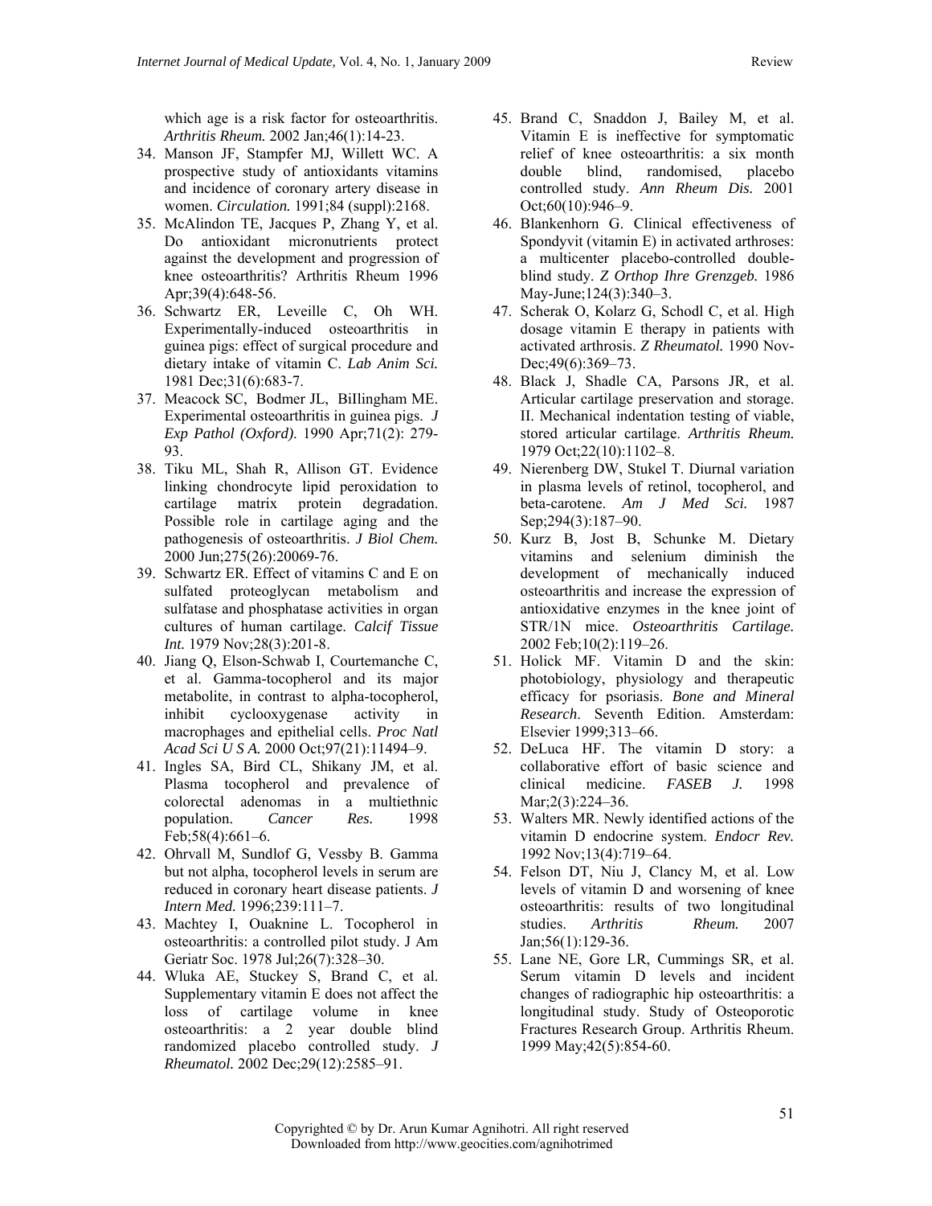which age is a risk factor for osteoarthritis. *Arthritis Rheum.* 2002 Jan;46(1):14-23.

34. Manson JF, Stampfer MJ, Willett WC. A prospective study of antioxidants vitamins and incidence of coronary artery disease in women. *Circulation.* 1991;84 (suppl):2168.
35. McAlindon TE, Jacques P, Zhang Y, et al. Do antioxidant micronutrients protect against the development and progression of knee osteoarthritis? Arthritis Rheum 1996 Apr;39(4):648-56.
36. Schwartz ER, Leveille C, Oh WH. Experimentally-induced osteoarthritis in guinea pigs: effect of surgical procedure and dietary intake of vitamin C. *Lab Anim Sci.* 1981 Dec;31(6):683-7.
37. Meacock SC, Bodmer JL, BiIlingham ME. Experimental osteoarthritis in guinea pigs. *J Exp Pathol (Oxford).* 1990 Apr;71(2): 279-93.
38. Tiku ML, Shah R, Allison GT. Evidence linking chondrocyte lipid peroxidation to cartilage matrix protein degradation. Possible role in cartilage aging and the pathogenesis of osteoarthritis. *J Biol Chem.* 2000 Jun;275(26):20069-76.
39. Schwartz ER. Effect of vitamins C and E on sulfated proteoglycan metabolism and sulfatase and phosphatase activities in organ cultures of human cartilage. *Calcif Tissue Int.* 1979 Nov;28(3):201-8.
40. Jiang Q, Elson-Schwab I, Courtemanche C, et al. Gamma-tocopherol and its major metabolite, in contrast to alpha-tocopherol, inhibit cyclooxygenase activity in macrophages and epithelial cells. *Proc Natl Acad Sci U S A.* 2000 Oct;97(21):11494–9.
41. Ingles SA, Bird CL, Shikany JM, et al. Plasma tocopherol and prevalence of colorectal adenomas in a multiethnic population. *Cancer Res.* 1998 Feb;58(4):661–6.
42. Ohrvall M, Sundlof G, Vessby B. Gamma but not alpha, tocopherol levels in serum are reduced in coronary heart disease patients. *J Intern Med.* 1996;239:111–7.
43. Machtey I, Ouaknine L. Tocopherol in osteoarthritis: a controlled pilot study. J Am Geriatr Soc. 1978 Jul;26(7):328–30.
44. Wluka AE, Stuckey S, Brand C, et al. Supplementary vitamin E does not affect the loss of cartilage volume in knee osteoarthritis: a 2 year double blind randomized placebo controlled study. *J Rheumatol.* 2002 Dec;29(12):2585–91.
45. Brand C, Snaddon J, Bailey M, et al. Vitamin E is ineffective for symptomatic relief of knee osteoarthritis: a six month double blind, randomised, placebo controlled study. *Ann Rheum Dis.* 2001 Oct;60(10):946–9.
46. Blankenhorn G. Clinical effectiveness of Spondyvit (vitamin E) in activated arthroses: a multicenter placebo-controlled double-blind study. *Z Orthop Ihre Grenzgeb.* 1986 May-June;124(3):340–3.
47. Scherak O, Kolarz G, Schodl C, et al. High dosage vitamin E therapy in patients with activated arthrosis. *Z Rheumatol.* 1990 Nov-Dec;49(6):369–73.
48. Black J, Shadle CA, Parsons JR, et al. Articular cartilage preservation and storage. II. Mechanical indentation testing of viable, stored articular cartilage. *Arthritis Rheum.* 1979 Oct;22(10):1102–8.
49. Nierenberg DW, Stukel T. Diurnal variation in plasma levels of retinol, tocopherol, and beta-carotene. *Am J Med Sci.* 1987 Sep;294(3):187–90.
50. Kurz B, Jost B, Schunke M. Dietary vitamins and selenium diminish the development of mechanically induced osteoarthritis and increase the expression of antioxidative enzymes in the knee joint of STR/1N mice. *Osteoarthritis Cartilage.* 2002 Feb;10(2):119–26.
51. Holick MF. Vitamin D and the skin: photobiology, physiology and therapeutic efficacy for psoriasis. *Bone and Mineral Research*. Seventh Edition. Amsterdam: Elsevier 1999;313–66.
52. DeLuca HF. The vitamin D story: a collaborative effort of basic science and clinical medicine. *FASEB J.* 1998 Mar;2(3):224–36.
53. Walters MR. Newly identified actions of the vitamin D endocrine system. *Endocr Rev.* 1992 Nov;13(4):719–64.
54. Felson DT, Niu J, Clancy M, et al. Low levels of vitamin D and worsening of knee osteoarthritis: results of two longitudinal studies. *Arthritis Rheum.* 2007 Jan;56(1):129-36.
55. Lane NE, Gore LR, Cummings SR, et al. Serum vitamin D levels and incident changes of radiographic hip osteoarthritis: a longitudinal study. Study of Osteoporotic Fractures Research Group. Arthritis Rheum. 1999 May;42(5):854-60.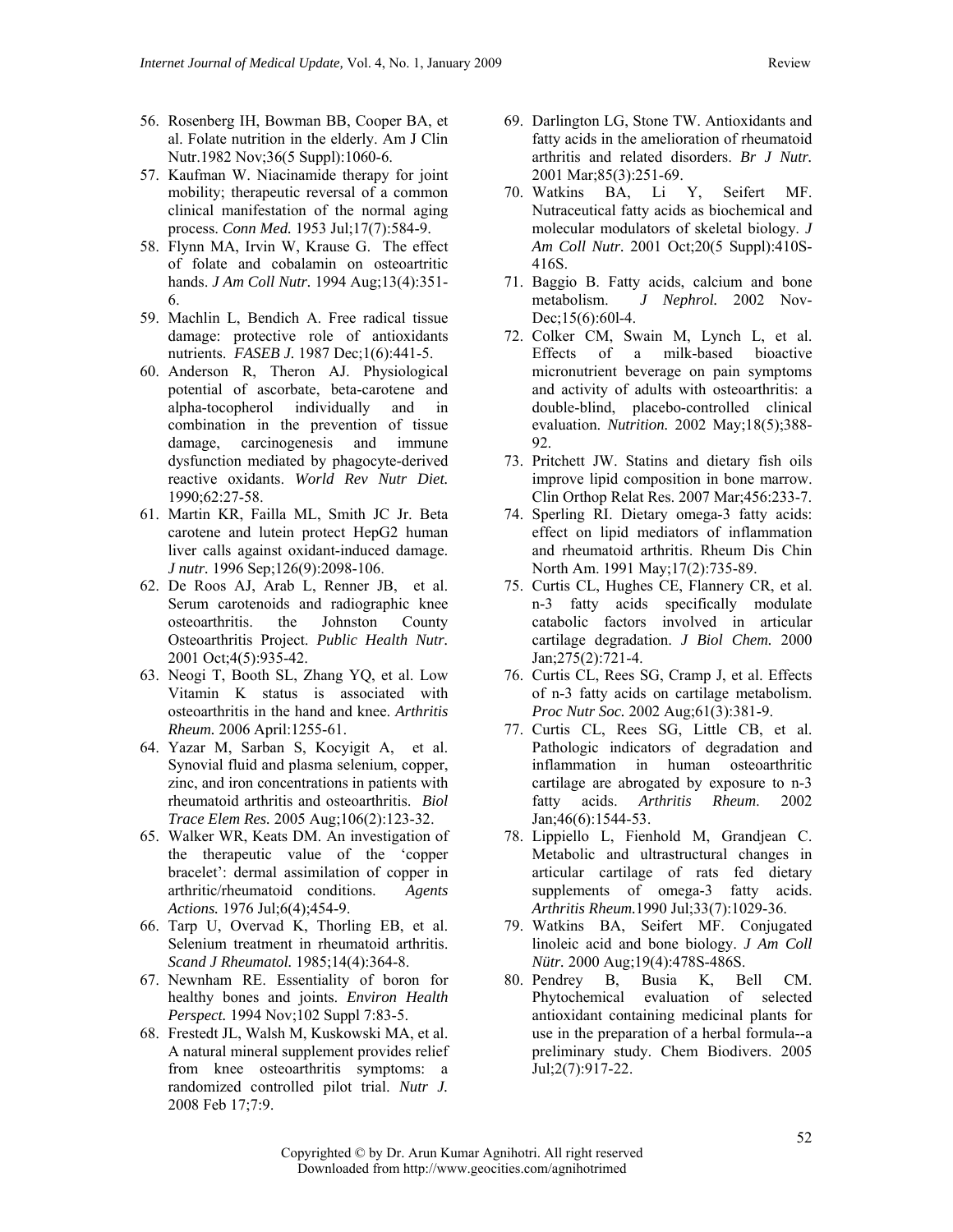56. Rosenberg IH, Bowman BB, Cooper BA, et al. Folate nutrition in the elderly. Am J Clin Nutr.1982 Nov;36(5 Suppl):1060-6.
57. Kaufman W. Niacinamide therapy for joint mobility; therapeutic reversal of a common clinical manifestation of the normal aging process. *Conn Med.* 1953 Jul;17(7):584-9.
58. Flynn MA, Irvin W, Krause G. The effect of folate and cobalamin on osteoartritic hands. *J Am Coll Nutr.* 1994 Aug;13(4):351-6.
59. Machlin L, Bendich A. Free radical tissue damage: protective role of antioxidants nutrients. *FASEB J.* 1987 Dec;1(6):441-5.
60. Anderson R, Theron AJ. Physiological potential of ascorbate, beta-carotene and alpha-tocopherol individually and in combination in the prevention of tissue damage, carcinogenesis and immune dysfunction mediated by phagocyte-derived reactive oxidants. *World Rev Nutr Diet.* 1990;62:27-58.
61. Martin KR, Failla ML, Smith JC Jr. Beta carotene and lutein protect HepG2 human liver calls against oxidant-induced damage. *J nutr.* 1996 Sep;126(9):2098-106.
62. De Roos AJ, Arab L, Renner JB, et al. Serum carotenoids and radiographic knee osteoarthritis. the Johnston County Osteoarthritis Project. *Public Health Nutr.* 2001 Oct;4(5):935-42.
63. Neogi T, Booth SL, Zhang YQ, et al. Low Vitamin K status is associated with osteoarthritis in the hand and knee. *Arthritis Rheum.* 2006 April:1255-61.
64. Yazar M, Sarban S, Kocyigit A, et al. Synovial fluid and plasma selenium, copper, zinc, and iron concentrations in patients with rheumatoid arthritis and osteoarthritis. *Biol Trace Elem Res.* 2005 Aug;106(2):123-32.
65. Walker WR, Keats DM. An investigation of the therapeutic value of the 'copper bracelet': dermal assimilation of copper in arthritic/rheumatoid conditions. *Agents Actions.* 1976 Jul;6(4);454-9.
66. Tarp U, Overvad K, Thorling EB, et al. Selenium treatment in rheumatoid arthritis. *Scand J Rheumatol.* 1985;14(4):364-8.
67. Newnham RE. Essentiality of boron for healthy bones and joints. *Environ Health Perspect.* 1994 Nov;102 Suppl 7:83-5.
68. Frestedt JL, Walsh M, Kuskowski MA, et al. A natural mineral supplement provides relief from knee osteoarthritis symptoms: a randomized controlled pilot trial. *Nutr J.* 2008 Feb 17;7:9.
69. Darlington LG, Stone TW. Antioxidants and fatty acids in the amelioration of rheumatoid arthritis and related disorders. *Br J Nutr.* 2001 Mar;85(3):251-69.
70. Watkins BA, Li Y, Seifert MF. Nutraceutical fatty acids as biochemical and molecular modulators of skeletal biology. *J Am Coll Nutr.* 2001 Oct;20(5 Suppl):410S-416S.
71. Baggio B. Fatty acids, calcium and bone metabolism. *J Nephrol.* 2002 Nov-Dec;15(6):60l-4.
72. Colker CM, Swain M, Lynch L, et al. Effects of a milk-based bioactive micronutrient beverage on pain symptoms and activity of adults with osteoarthritis: a double-blind, placebo-controlled clinical evaluation. *Nutrition.* 2002 May;18(5);388-92.
73. Pritchett JW. Statins and dietary fish oils improve lipid composition in bone marrow. Clin Orthop Relat Res. 2007 Mar;456:233-7.
74. Sperling RI. Dietary omega-3 fatty acids: effect on lipid mediators of inflammation and rheumatoid arthritis. Rheum Dis Chin North Am. 1991 May;17(2):735-89.
75. Curtis CL, Hughes CE, Flannery CR, et al. n-3 fatty acids specifically modulate catabolic factors involved in articular cartilage degradation. *J Biol Chem.* 2000 Jan;275(2):721-4.
76. Curtis CL, Rees SG, Cramp J, et al. Effects of n-3 fatty acids on cartilage metabolism. *Proc Nutr Soc.* 2002 Aug;61(3):381-9.
77. Curtis CL, Rees SG, Little CB, et al. Pathologic indicators of degradation and inflammation in human osteoarthritic cartilage are abrogated by exposure to n-3 fatty acids. *Arthritis Rheum.* 2002 Jan;46(6):1544-53.
78. Lippiello L, Fienhold M, Grandjean C. Metabolic and ultrastructural changes in articular cartilage of rats fed dietary supplements of omega-3 fatty acids. *Arthritis Rheum.*1990 Jul;33(7):1029-36.
79. Watkins BA, Seifert MF. Conjugated linoleic acid and bone biology. *J Am Coll Nütr.* 2000 Aug;19(4):478S-486S.
80. Pendrey B, Busia K, Bell CM. Phytochemical evaluation of selected antioxidant containing medicinal plants for use in the preparation of a herbal formula--a preliminary study. Chem Biodivers. 2005 Jul;2(7):917-22.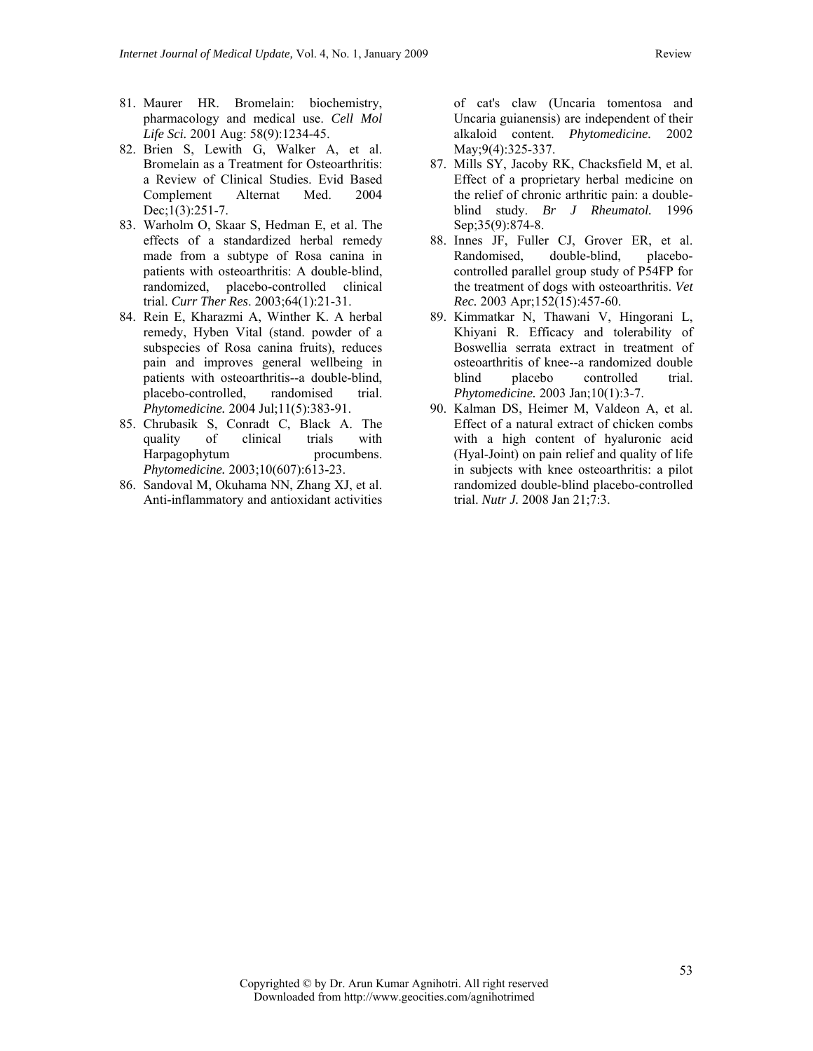81. Maurer HR. Bromelain: biochemistry, pharmacology and medical use. *Cell Mol Life Sci.* 2001 Aug: 58(9):1234-45.
82. Brien S, Lewith G, Walker A, et al. Bromelain as a Treatment for Osteoarthritis: a Review of Clinical Studies. Evid Based Complement Alternat Med. 2004 Dec;1(3):251-7.
83. Warholm O, Skaar S, Hedman E, et al. The effects of a standardized herbal remedy made from a subtype of Rosa canina in patients with osteoarthritis: A double-blind, randomized, placebo-controlled clinical trial. *Curr Ther Res*. 2003;64(1):21-31.
84. Rein E, Kharazmi A, Winther K. A herbal remedy, Hyben Vital (stand. powder of a subspecies of Rosa canina fruits), reduces pain and improves general wellbeing in patients with osteoarthritis--a double-blind, placebo-controlled, randomised trial. *Phytomedicine.* 2004 Jul;11(5):383-91.
85. Chrubasik S, Conradt C, Black A. The quality of clinical trials with Harpagophytum procumbens. *Phytomedicine.* 2003;10(607):613-23.
86. Sandoval M, Okuhama NN, Zhang XJ, et al. Anti-inflammatory and antioxidant activities of cat's claw (Uncaria tomentosa and Uncaria guianensis) are independent of their alkaloid content. *Phytomedicine.* 2002 May;9(4):325-337.
87. Mills SY, Jacoby RK, Chacksfield M, et al. Effect of a proprietary herbal medicine on the relief of chronic arthritic pain: a double-blind study. *Br J Rheumatol.* 1996 Sep;35(9):874-8.
88. Innes JF, Fuller CJ, Grover ER, et al. Randomised, double-blind, placebo-controlled parallel group study of P54FP for the treatment of dogs with osteoarthritis. *Vet Rec.* 2003 Apr;152(15):457-60.
89. Kimmatkar N, Thawani V, Hingorani L, Khiyani R. Efficacy and tolerability of Boswellia serrata extract in treatment of osteoarthritis of knee--a randomized double blind placebo controlled trial. *Phytomedicine.* 2003 Jan;10(1):3-7.
90. Kalman DS, Heimer M, Valdeon A, et al. Effect of a natural extract of chicken combs with a high content of hyaluronic acid (Hyal-Joint) on pain relief and quality of life in subjects with knee osteoarthritis: a pilot randomized double-blind placebo-controlled trial. *Nutr J.* 2008 Jan 21;7:3.

Copyrighted © by Dr. Arun Kumar Agnihotri. All right reserved
Downloaded from http://www.geocities.com/agnihotrimed